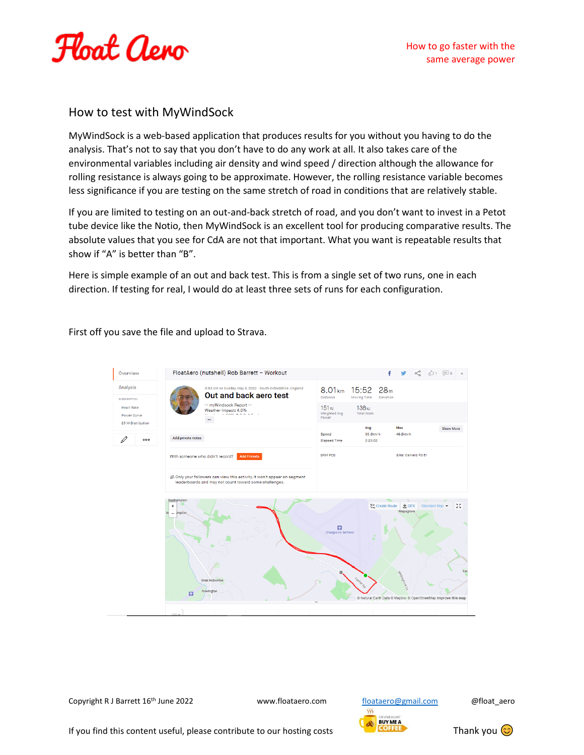## How to test with MyWindSock

MyWindSock is a web-based application that produces results for you without you having to do the analysis. That's not to say that you don't have to do any work at all. It also takes care of the environmental variables including air density and wind speed / direction although the allowance for rolling resistance is always going to be approximate. However, the rolling resistance variable becomes less significance if you are testing on the same stretch of road in conditions that are relatively stable.

If you are limited to testing on an out-and-back stretch of road, and you don't want to invest in a Petot tube device like the Notio, then MyWindSock is an excellent tool for producing comparative results. The absolute values that you see for CdA are not that important. What you want is repeatable results that show if "A" is better than "B".

Here is simple example of an out and back test. This is from a single set of two runs, one in each direction. If testing for real, I would do at least three sets of runs for each configuration.

First off you save the file and upload to Strava.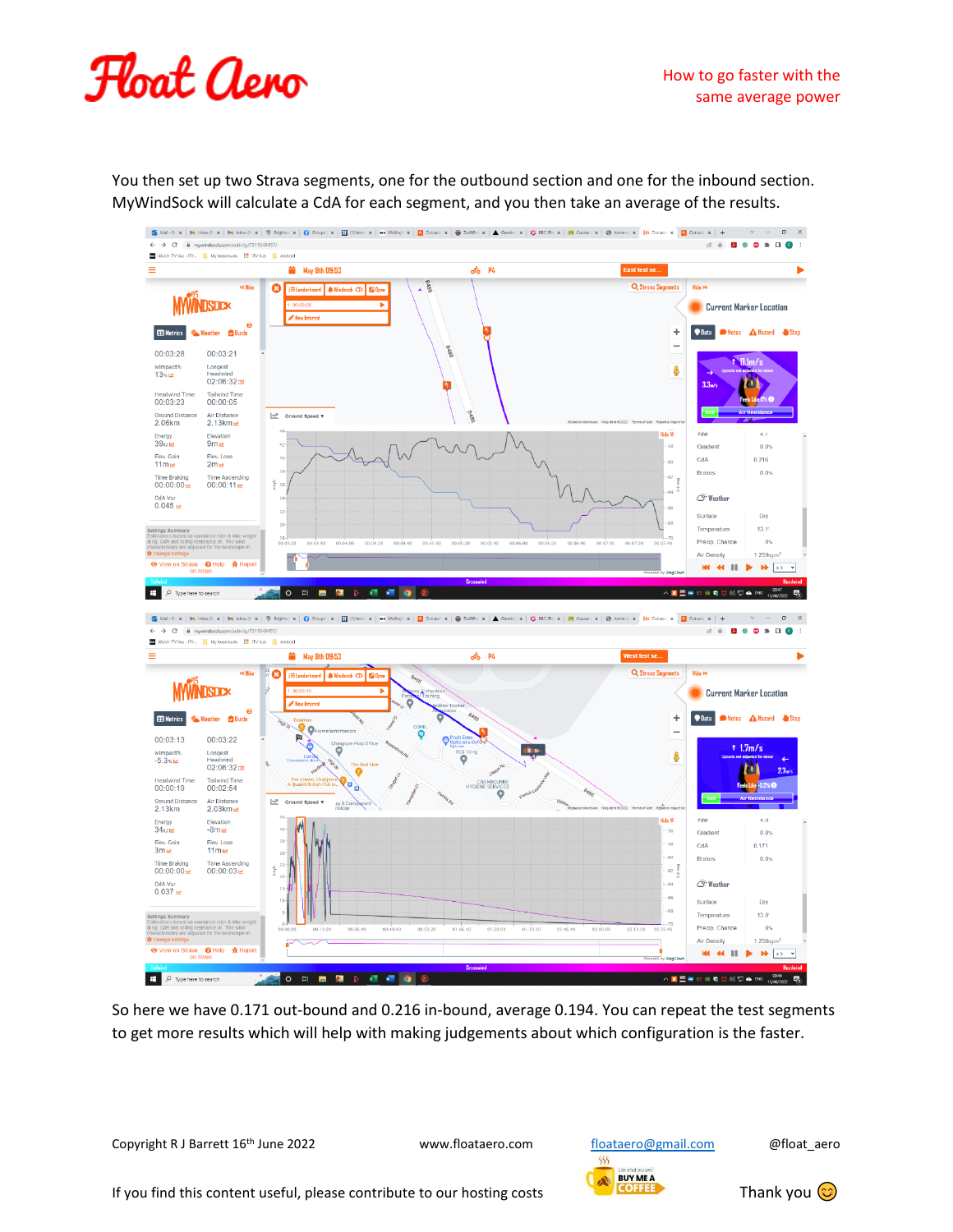You then set up two Strava segments, one for the outbound section and one for the inbound section. MyWindSock will calculate a CdA for each segment, and you then take an average of the results.

So here we have 0.171 out-bound and 0.216 in-bound, average 0.194. You can repeat the test segments to get more results which will help with making judgements about which configuration is the faster.

Copyright R J Barrett 16th June 2022 www.floataero.com floataero@gmail.com @float_aero

If you find this content useful, please contribute to our hosting costs

Thank you 😊